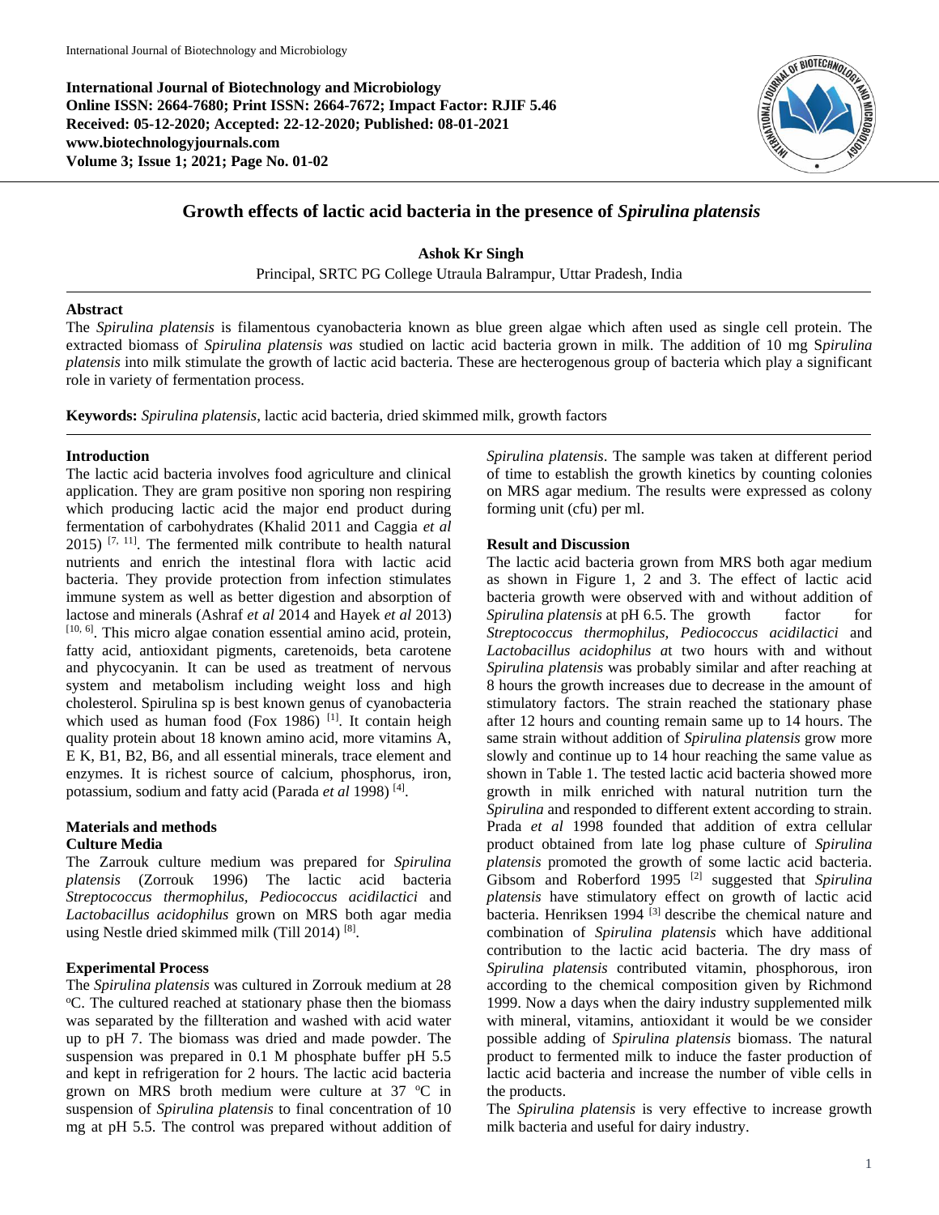International Journal of Biotechnology and Microbiology
Online ISSN: 2664-7680; Print ISSN: 2664-7672; Impact Factor: RJIF 5.46
Received: 05-12-2020; Accepted: 22-12-2020; Published: 08-01-2021
www.biotechnologyjournals.com
Volume 3; Issue 1; 2021; Page No. 01-02

# Growth effects of lactic acid bacteria in the presence of *Spirulina platensis*

**Ashok Kr Singh**

Principal, SRTC PG College Utraula Balrampur, Uttar Pradesh, India

**Abstract**

The *Spirulina platensis* is filamentous cyanobacteria known as blue green algae which aften used as single cell protein. The extracted biomass of *Spirulina platensis was* studied on lactic acid bacteria grown in milk. The addition of 10 mg S*pirulina platensis* into milk stimulate the growth of lactic acid bacteria. These are hecterogenous group of bacteria which play a significant role in variety of fermentation process.

**Keywords:** *Spirulina platensis*, lactic acid bacteria, dried skimmed milk, growth factors

## Introduction

The lactic acid bacteria involves food agriculture and clinical application. They are gram positive non sporing non respiring which producing lactic acid the major end product during fermentation of carbohydrates (Khalid 2011 and Caggia *et al* 2015) [7, 11]. The fermented milk contribute to health natural nutrients and enrich the intestinal flora with lactic acid bacteria. They provide protection from infection stimulates immune system as well as better digestion and absorption of lactose and minerals (Ashraf *et al* 2014 and Hayek *et al* 2013) [10, 6]. This micro algae conation essential amino acid, protein, fatty acid, antioxidant pigments, caretenoids, beta carotene and phycocyanin. It can be used as treatment of nervous system and metabolism including weight loss and high cholesterol. Spirulina sp is best known genus of cyanobacteria which used as human food (Fox 1986) [1]. It contain heigh quality protein about 18 known amino acid, more vitamins A, E K, B1, B2, B6, and all essential minerals, trace element and enzymes. It is richest source of calcium, phosphorus, iron, potassium, sodium and fatty acid (Parada *et al* 1998) [4].

## Materials and methods

### Culture Media

The Zarrouk culture medium was prepared for *Spirulina platensis* (Zorrouk 1996) The lactic acid bacteria *Streptococcus thermophilus, Pediococcus acidilactici* and *Lactobacillus acidophilus* grown on MRS both agar media using Nestle dried skimmed milk (Till 2014) [8].

### Experimental Process

The *Spirulina platensis* was cultured in Zorrouk medium at 28 ºC. The cultured reached at stationary phase then the biomass was separated by the fillteration and washed with acid water up to pH 7. The biomass was dried and made powder. The suspension was prepared in 0.1 M phosphate buffer pH 5.5 and kept in refrigeration for 2 hours. The lactic acid bacteria grown on MRS broth medium were culture at 37 ºC in suspension of *Spirulina platensis* to final concentration of 10 mg at pH 5.5. The control was prepared without addition of *Spirulina platensis*. The sample was taken at different period of time to establish the growth kinetics by counting colonies on MRS agar medium. The results were expressed as colony forming unit (cfu) per ml.

## Result and Discussion

The lactic acid bacteria grown from MRS both agar medium as shown in Figure 1, 2 and 3. The effect of lactic acid bacteria growth were observed with and without addition of *Spirulina platensis* at pH 6.5. The growth factor for *Streptococcus thermophilus, Pediococcus acidilactici* and *Lactobacillus acidophilus a*t two hours with and without *Spirulina platensis* was probably similar and after reaching at 8 hours the growth increases due to decrease in the amount of stimulatory factors. The strain reached the stationary phase after 12 hours and counting remain same up to 14 hours. The same strain without addition of *Spirulina platensis* grow more slowly and continue up to 14 hour reaching the same value as shown in Table 1. The tested lactic acid bacteria showed more growth in milk enriched with natural nutrition turn the *Spirulina* and responded to different extent according to strain. Prada *et al* 1998 founded that addition of extra cellular product obtained from late log phase culture of *Spirulina platensis* promoted the growth of some lactic acid bacteria. Gibsom and Roberford 1995 [2] suggested that *Spirulina platensis* have stimulatory effect on growth of lactic acid bacteria. Henriksen 1994 [3] describe the chemical nature and combination of *Spirulina platensis* which have additional contribution to the lactic acid bacteria. The dry mass of *Spirulina platensis* contributed vitamin, phosphorous, iron according to the chemical composition given by Richmond 1999. Now a days when the dairy industry supplemented milk with mineral, vitamins, antioxidant it would be we consider possible adding of *Spirulina platensis* biomass. The natural product to fermented milk to induce the faster production of lactic acid bacteria and increase the number of vible cells in the products.

The *Spirulina platensis* is very effective to increase growth milk bacteria and useful for dairy industry.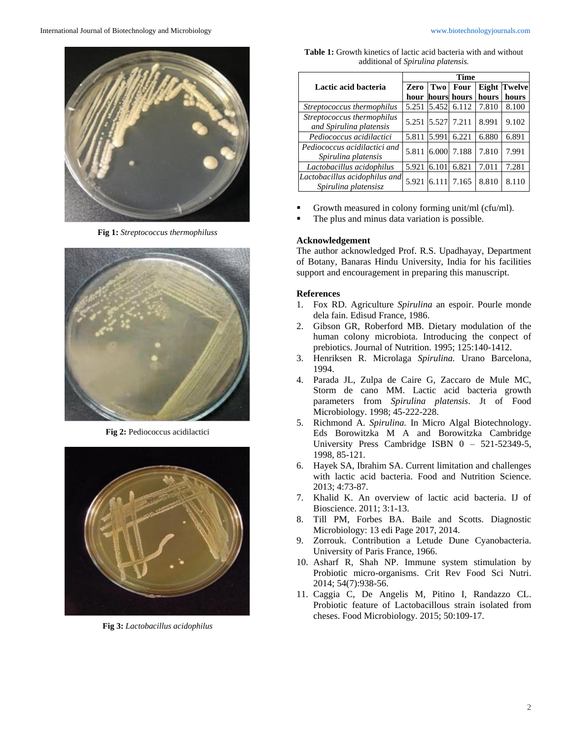**Fig 1:** *Streptococcus thermophiluss*

**Fig 2:** Pediococcus acidilactici

**Fig 3:** *Lactobacillus acidophilus*

**Table 1:** Growth kinetics of lactic acid bacteria with and without additional of *Spirulina platensis.*

| Lactic acid bacteria | Time | | | | |
|---|---|---|---|---|---|
| | **Zero hour** | **Two hours** | **Four hours** | **Eight hours** | **Twelve hours** |
| *Streptococcus thermophilus* | 5.251 | 5.452 | 6.112 | 7.810 | 8.100 |
| *Streptococcus thermophilus and Spirulina platensis* | 5.251 | 5.527 | 7.211 | 8.991 | 9.102 |
| *Pediococcus acidilactici* | 5.811 | 5.991 | 6.221 | 6.880 | 6.891 |
| *Pediococcus acidilactici and Spirulina platensis* | 5.811 | 6.000 | 7.188 | 7.810 | 7.991 |
| *Lactobacillus acidophilus* | 5.921 | 6.101 | 6.821 | 7.011 | 7.281 |
| *Lactobacillus acidophilus and Spirulina platensisz* | 5.921 | 6.111 | 7.165 | 8.810 | 8.110 |

- Growth measured in colony forming unit/ml (cfu/ml).
- The plus and minus data variation is possible.

## Acknowledgement

The author acknowledged Prof. R.S. Upadhayay, Department of Botany, Banaras Hindu University, India for his facilities support and encouragement in preparing this manuscript.

## References

1. Fox RD. Agriculture *Spirulina* an espoir. Pourle monde dela fain. Edisud France, 1986.
2. Gibson GR, Roberford MB. Dietary modulation of the human colony microbiota. Introducing the compect of prebiotics. Journal of Nutrition. 1995; 125:140-1412.
3. Henriksen R. Microlaga *Spirulina.* Urano Barcelona, 1994.
4. Parada JL, Zulpa de Caire G, Zaccaro de Mule MC, Storm de cano MM. Lactic acid bacteria growth parameters from *Spirulina platensis*. Jt of Food Microbiology. 1998; 45-222-228.
5. Richmond A. *Spirulina.* In Micro Algal Biotechnology. Eds Borowitzka M A and Borowitzka Cambridge University Press Cambridge ISBN 0 – 521-52349-5, 1998, 85-121.
6. Hayek SA, Ibrahim SA. Current limitation and challenges with lactic acid bacteria. Food and Nutrition Science. 2013; 4:73-87.
7. Khalid K. An overview of lactic acid bacteria. IJ of Bioscience. 2011; 3:1-13.
8. Till PM, Forbes BA. Baile and Scotts. Diagnostic Microbiology: 13 edi Page 2017, 2014.
9. Zorrouk. Contribution a Letude Dune Cyanobacteria. University of Paris France, 1966.
10. Asharf R, Shah NP. Immune system stimulation by Probiotic micro-organisms. Crit Rev Food Sci Nutri. 2014; 54(7):938-56.
11. Caggia C, De Angelis M, Pitino I, Randazzo CL. Probiotic feature of Lactobacillous strain isolated from cheses. Food Microbiology. 2015; 50:109-17.